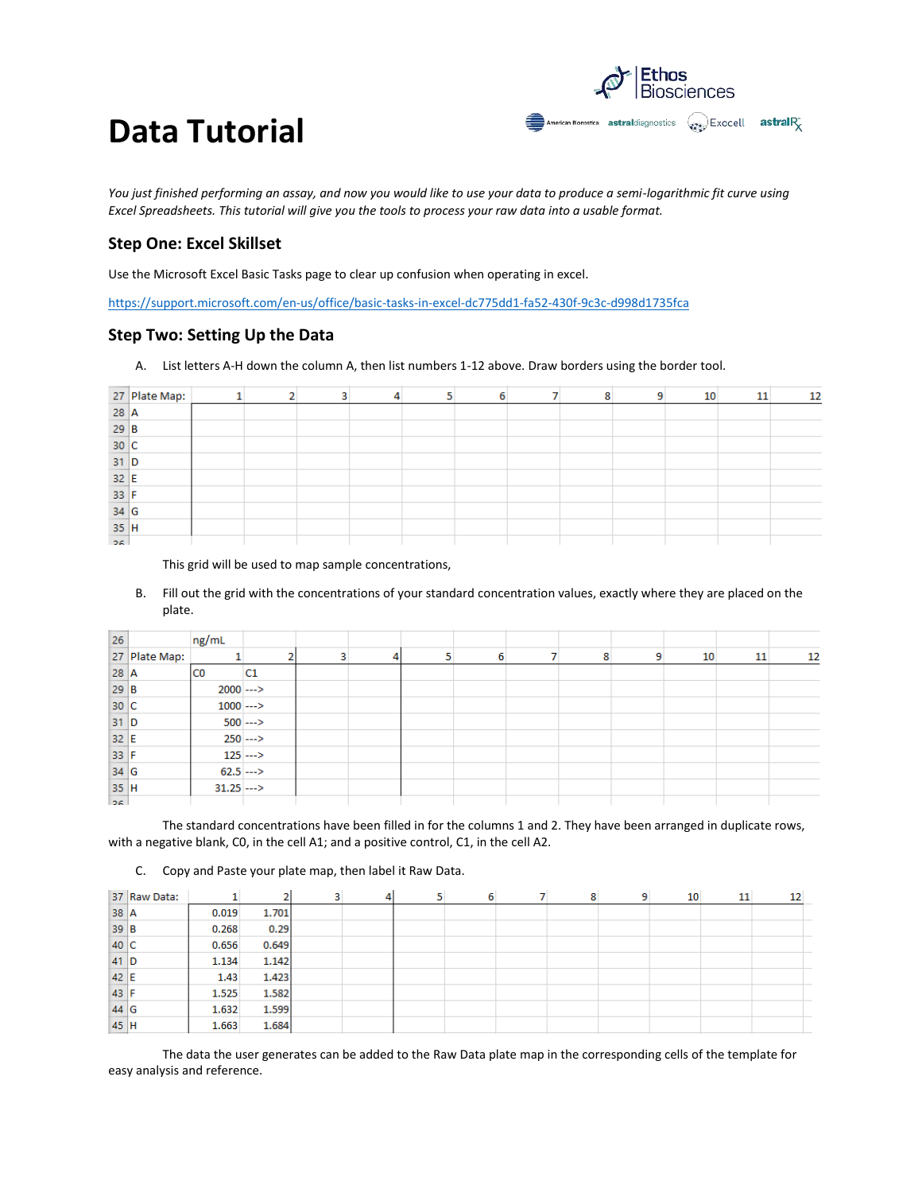# Data Tutorial

*You just finished performing an assay, and now you would like to use your data to produce a semi-logarithmic fit curve using Excel Spreadsheets. This tutorial will give you the tools to process your raw data into a usable format.*

## Step One: Excel Skillset

Use the Microsoft Excel Basic Tasks page to clear up confusion when operating in excel.

https://support.microsoft.com/en-us/office/basic-tasks-in-excel-dc775dd1-fa52-430f-9c3c-d998d1735fca

## Step Two: Setting Up the Data

A. List letters A-H down the column A, then list numbers 1-12 above. Draw borders using the border tool.

| 27 | Plate Map: | 1 | 2 | 3 | 4 | 5 | 6 | 7 | 8 | 9 | 10 | 11 | 12 |
|---|---|---|---|---|---|---|---|---|---|---|---|---|---|
| 28 | A | | | | | | | | | | | | |
| 29 | B | | | | | | | | | | | | |
| 30 | C | | | | | | | | | | | | |
| 31 | D | | | | | | | | | | | | |
| 32 | E | | | | | | | | | | | | |
| 33 | F | | | | | | | | | | | | |
| 34 | G | | | | | | | | | | | | |
| 35 | H | | | | | | | | | | | | |

This grid will be used to map sample concentrations,

B. Fill out the grid with the concentrations of your standard concentration values, exactly where they are placed on the plate.

| 26 | | ng/mL | | | | | | | | | | | |
|---|---|---|---|---|---|---|---|---|---|---|---|---|---|
| 27 | Plate Map: | 1 | 2 | 3 | 4 | 5 | 6 | 7 | 8 | 9 | 10 | 11 | 12 |
| 28 | A | C0 | C1 | | | | | | | | | | |
| 29 | B | 2000 | ---> | | | | | | | | | | |
| 30 | C | 1000 | ---> | | | | | | | | | | |
| 31 | D | 500 | ---> | | | | | | | | | | |
| 32 | E | 250 | ---> | | | | | | | | | | |
| 33 | F | 125 | ---> | | | | | | | | | | |
| 34 | G | 62.5 | ---> | | | | | | | | | | |
| 35 | H | 31.25 | ---> | | | | | | | | | | |

The standard concentrations have been filled in for the columns 1 and 2. They have been arranged in duplicate rows, with a negative blank, C0, in the cell A1; and a positive control, C1, in the cell A2.

C. Copy and Paste your plate map, then label it Raw Data.

| 37 | Raw Data: | 1 | 2 | 3 | 4 | 5 | 6 | 7 | 8 | 9 | 10 | 11 | 12 |
|---|---|---|---|---|---|---|---|---|---|---|---|---|---|
| 38 | A | 0.019 | 1.701 | | | | | | | | | | |
| 39 | B | 0.268 | 0.29 | | | | | | | | | | |
| 40 | C | 0.656 | 0.649 | | | | | | | | | | |
| 41 | D | 1.134 | 1.142 | | | | | | | | | | |
| 42 | E | 1.43 | 1.423 | | | | | | | | | | |
| 43 | F | 1.525 | 1.582 | | | | | | | | | | |
| 44 | G | 1.632 | 1.599 | | | | | | | | | | |
| 45 | H | 1.663 | 1.684 | | | | | | | | | | |

The data the user generates can be added to the Raw Data plate map in the corresponding cells of the template for easy analysis and reference.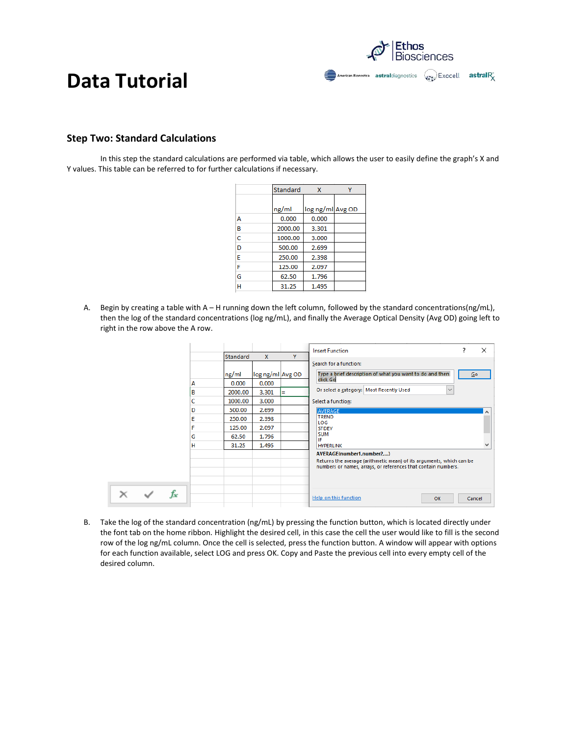# Data Tutorial

## Step Two: Standard Calculations

In this step the standard calculations are performed via table, which allows the user to easily define the graph's X and Y values. This table can be referred to for further calculations if necessary.

| | Standard | X | Y |
|---|---|---|---|
| | ng/ml | log ng/ml | Avg OD |
| A | 0.000 | 0.000 | |
| B | 2000.00 | 3.301 | |
| C | 1000.00 | 3.000 | |
| D | 500.00 | 2.699 | |
| E | 250.00 | 2.398 | |
| F | 125.00 | 2.097 | |
| G | 62.50 | 1.796 | |
| H | 31.25 | 1.495 | |

A. Begin by creating a table with A – H running down the left column, followed by the standard concentrations(ng/mL), then the log of the standard concentrations (log ng/mL), and finally the Average Optical Density (Avg OD) going left to right in the row above the A row.

| | Standard | X | Y |
|---|---|---|---|
| | ng/ml | log ng/ml | Avg OD |
| A | 0.000 | 0.000 | |
| B | 2000.00 | 3.301 | = |
| C | 1000.00 | 3.000 | |
| D | 500.00 | 2.699 | |
| E | 250.00 | 2.398 | |
| F | 125.00 | 2.097 | |
| G | 62.50 | 1.796 | |
| H | 31.25 | 1.495 | |

Insert Function

Search for a function: Type a brief description of what you want to do and then click Go — Go

Or select a category: Most Recently Used

Select a function: AVERAGE, TREND, LOG, STDEV, SUM, IF, HYPERLINK

AVERAGE(number1,number2,...)

Returns the average (arithmetic mean) of its arguments, which can be numbers or names, arrays, or references that contain numbers.

Help on this function — OK — Cancel

B. Take the log of the standard concentration (ng/mL) by pressing the function button, which is located directly under the font tab on the home ribbon. Highlight the desired cell, in this case the cell the user would like to fill is the second row of the log ng/mL column. Once the cell is selected, press the function button. A window will appear with options for each function available, select LOG and press OK. Copy and Paste the previous cell into every empty cell of the desired column.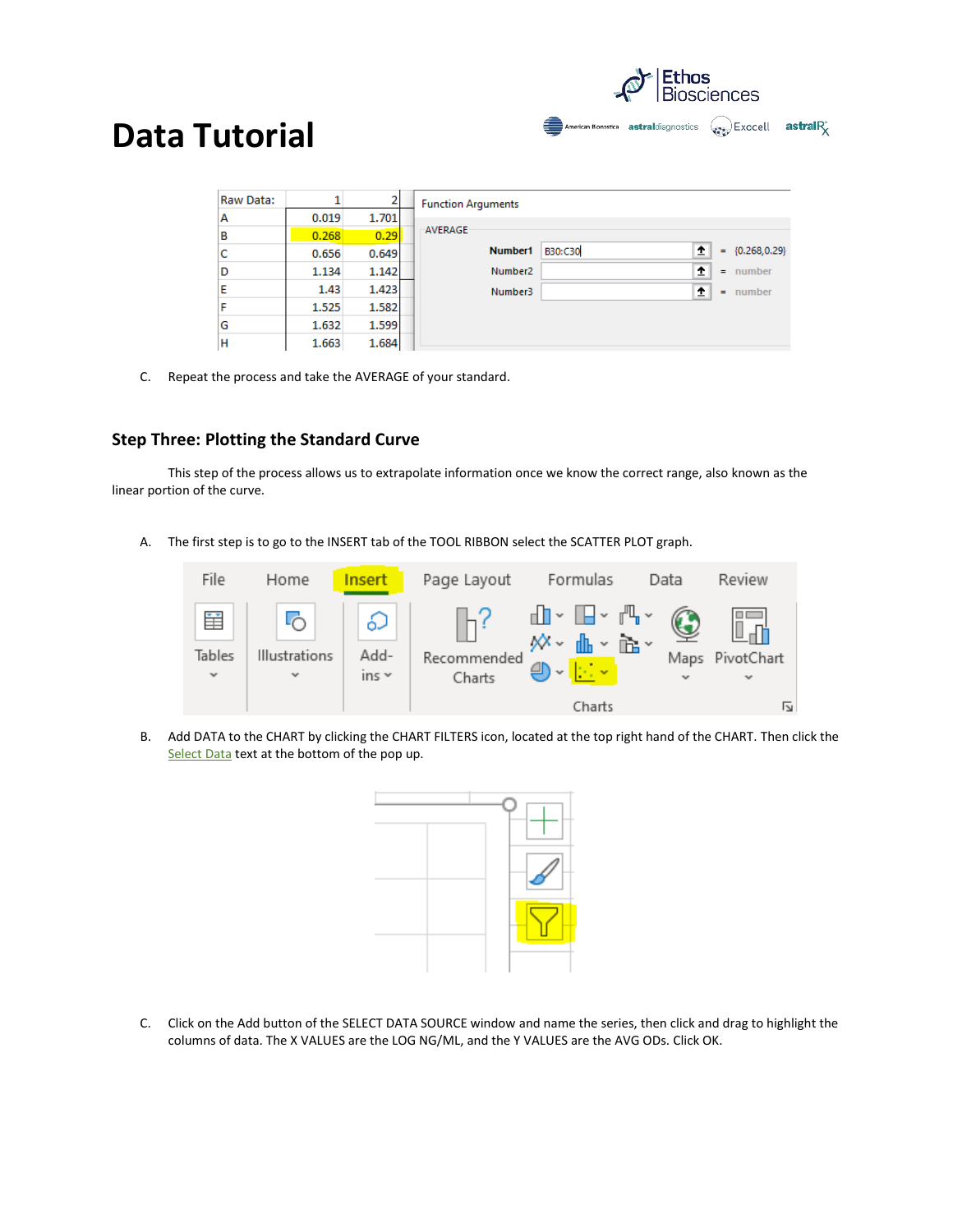# Data Tutorial

| Raw Data: | 1 | 2 |
|---|---|---|
| A | 0.019 | 1.701 |
| B | 0.268 | 0.29 |
| C | 0.656 | 0.649 |
| D | 1.134 | 1.142 |
| E | 1.43 | 1.423 |
| F | 1.525 | 1.582 |
| G | 1.632 | 1.599 |
| H | 1.663 | 1.684 |

Function Arguments

AVERAGE

| | | |
|---|---|---|
| Number1 | B30:C30 | = {0.268,0.29} |
| Number2 | | = number |
| Number3 | | = number |

C. Repeat the process and take the AVERAGE of your standard.

## Step Three: Plotting the Standard Curve

This step of the process allows us to extrapolate information once we know the correct range, also known as the linear portion of the curve.

A. The first step is to go to the INSERT tab of the TOOL RIBBON select the SCATTER PLOT graph.

File | Home | Insert | Page Layout | Formulas | Data | Review

Tables | Illustrations | Add-ins | Recommended Charts | Maps | PivotChart

Charts

B. Add DATA to the CHART by clicking the CHART FILTERS icon, located at the top right hand of the CHART. Then click the Select Data text at the bottom of the pop up.

C. Click on the Add button of the SELECT DATA SOURCE window and name the series, then click and drag to highlight the columns of data. The X VALUES are the LOG NG/ML, and the Y VALUES are the AVG ODs. Click OK.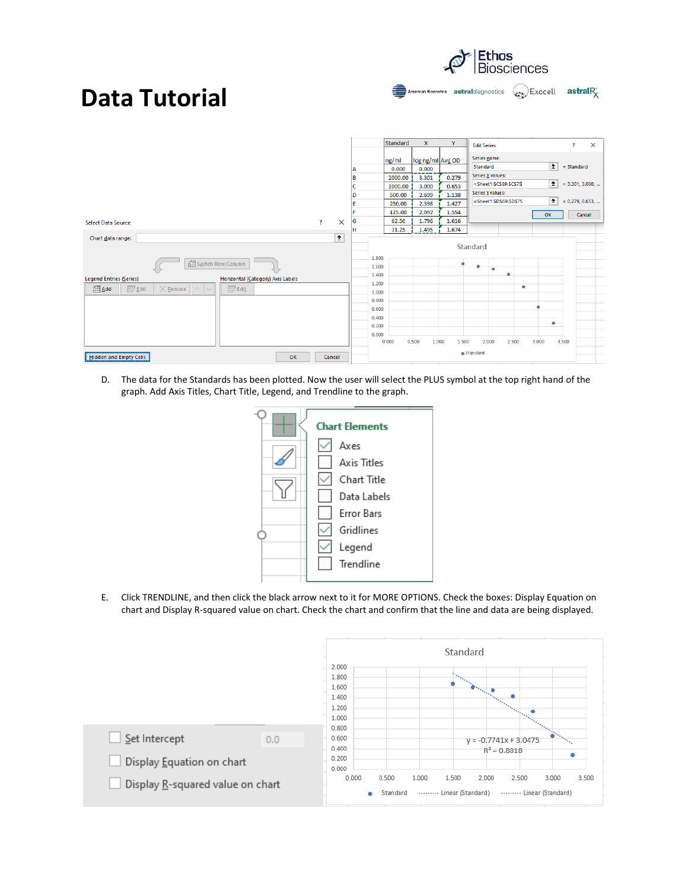# Data Tutorial

| | Standard | X | Y |
|---|---|---|---|
| | ng/ml | log ng/ml | Avg OD |
| A | 0.000 | 0.000 | |
| B | 2000.00 | 3.301 | 0.279 |
| C | 1000.00 | 3.000 | 0.653 |
| D | 500.00 | 2.699 | 1.138 |
| E | 250.00 | 2.398 | 1.427 |
| F | 125.00 | 2.097 | 1.554 |
| G | 62.50 | 1.796 | 1.616 |
| H | 31.25 | 1.495 | 1.674 |

D. The data for the Standards has been plotted. Now the user will select the PLUS symbol at the top right hand of the graph. Add Axis Titles, Chart Title, Legend, and Trendline to the graph.

E. Click TRENDLINE, and then click the black arrow next to it for MORE OPTIONS. Check the boxes: Display Equation on chart and Display R-squared value on chart. Check the chart and confirm that the line and data are being displayed.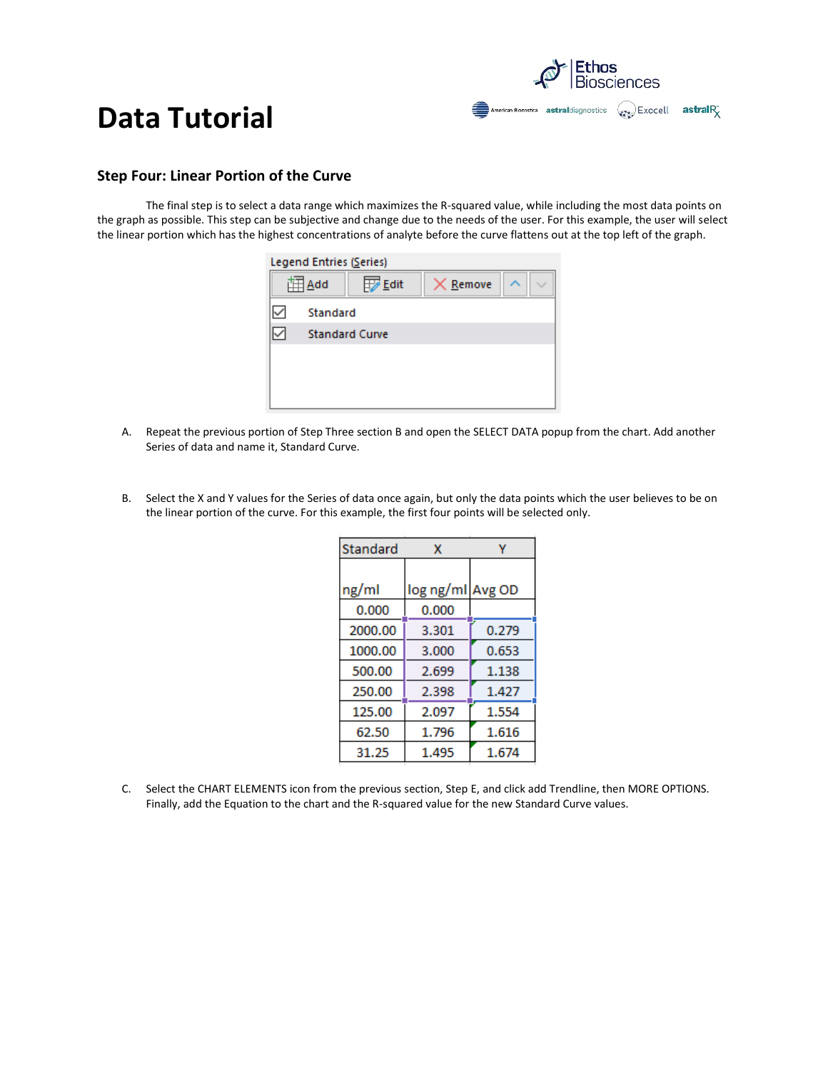# Data Tutorial

## Step Four: Linear Portion of the Curve

The final step is to select a data range which maximizes the R-squared value, while including the most data points on the graph as possible. This step can be subjective and change due to the needs of the user. For this example, the user will select the linear portion which has the highest concentrations of analyte before the curve flattens out at the top left of the graph.

Legend Entries (Series)

Add | Edit | Remove

- ☑ Standard
- ☑ Standard Curve

A. Repeat the previous portion of Step Three section B and open the SELECT DATA popup from the chart. Add another Series of data and name it, Standard Curve.

B. Select the X and Y values for the Series of data once again, but only the data points which the user believes to be on the linear portion of the curve. For this example, the first four points will be selected only.

| Standard | X | Y |
|---|---|---|
| ng/ml | log ng/ml | Avg OD |
| 0.000 | 0.000 | |
| 2000.00 | 3.301 | 0.279 |
| 1000.00 | 3.000 | 0.653 |
| 500.00 | 2.699 | 1.138 |
| 250.00 | 2.398 | 1.427 |
| 125.00 | 2.097 | 1.554 |
| 62.50 | 1.796 | 1.616 |
| 31.25 | 1.495 | 1.674 |

C. Select the CHART ELEMENTS icon from the previous section, Step E, and click add Trendline, then MORE OPTIONS. Finally, add the Equation to the chart and the R-squared value for the new Standard Curve values.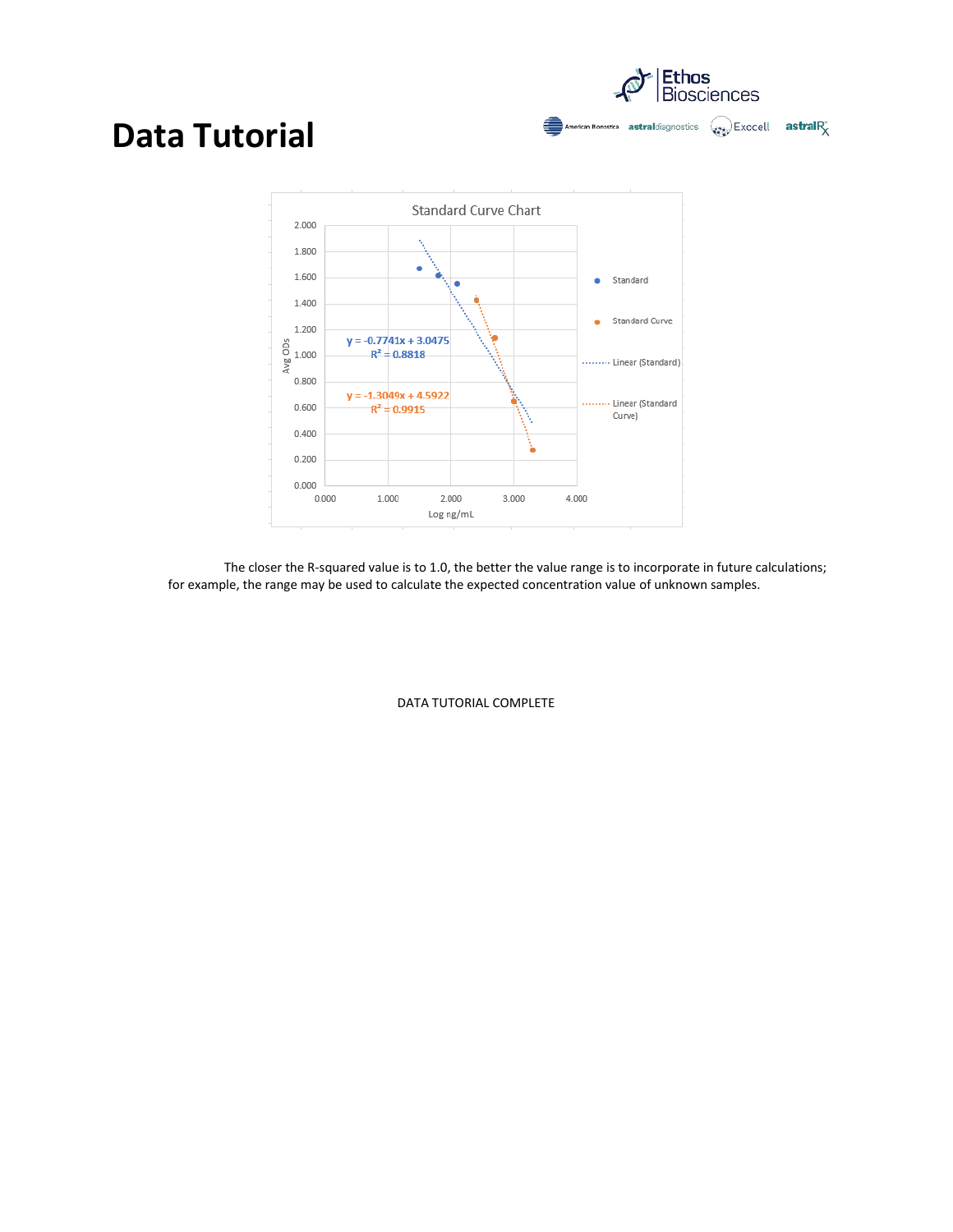# Data Tutorial

Standard Curve Chart

2.000
1.800
1.600
1.400
1.200
1.000
0.800
0.600
0.400
0.200
0.000

Avg ODs

0.000
1.000
2.000
3.000
4.000

Log ng/mL

$y = -0.7741x + 3.0475$
$R^2 = 0.8818$

$y = -1.3049x + 4.5922$
$R^2 = 0.9915$

Standard
Standard Curve
Linear (Standard)
Linear (Standard Curve)

The closer the R-squared value is to 1.0, the better the value range is to incorporate in future calculations; for example, the range may be used to calculate the expected concentration value of unknown samples.

DATA TUTORIAL COMPLETE